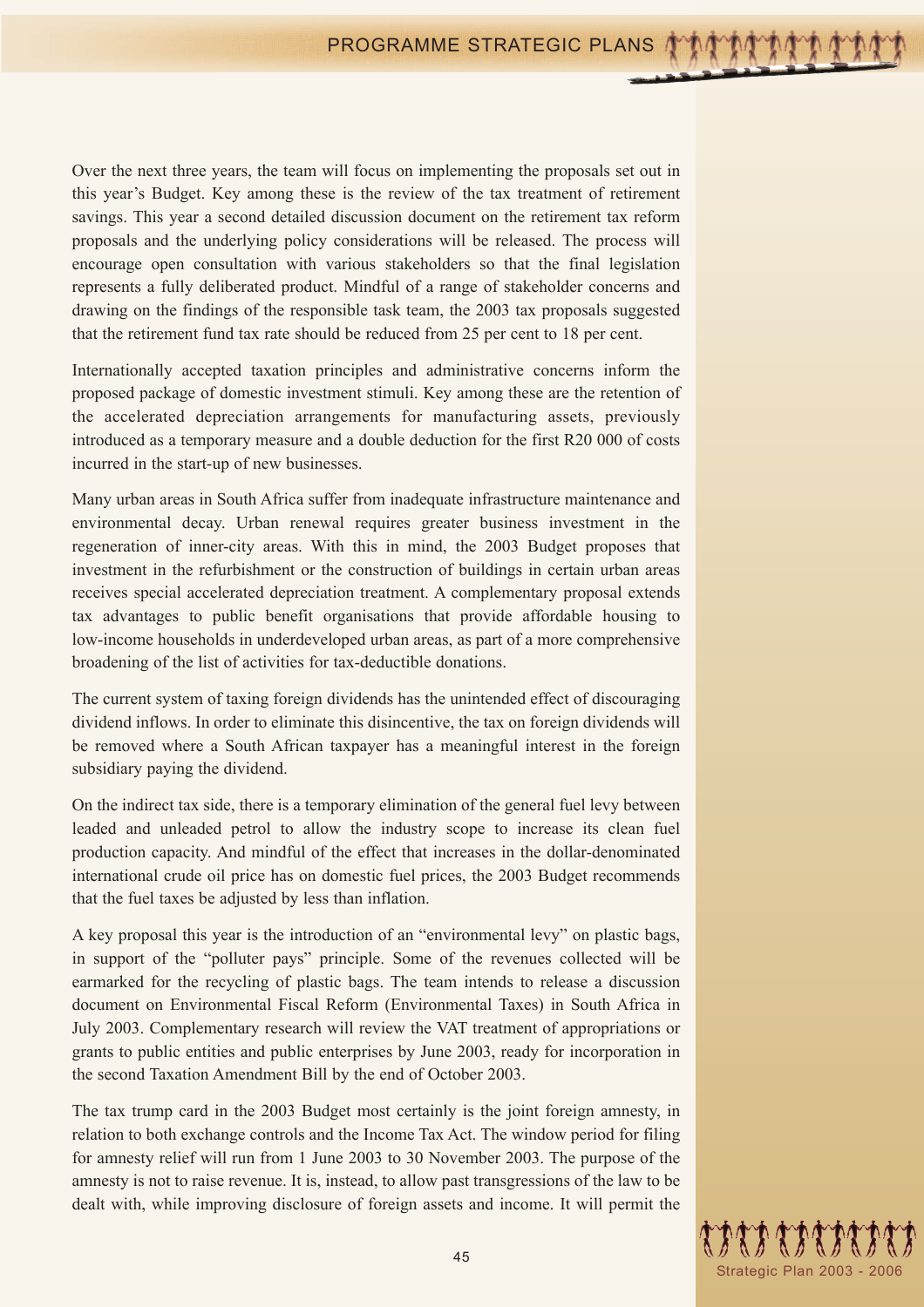Over the next three years, the team will focus on implementing the proposals set out in this year's Budget. Key among these is the review of the tax treatment of retirement savings. This year a second detailed discussion document on the retirement tax reform proposals and the underlying policy considerations will be released. The process will encourage open consultation with various stakeholders so that the final legislation represents a fully deliberated product. Mindful of a range of stakeholder concerns and drawing on the findings of the responsible task team, the 2003 tax proposals suggested that the retirement fund tax rate should be reduced from 25 per cent to 18 per cent.

Internationally accepted taxation principles and administrative concerns inform the proposed package of domestic investment stimuli. Key among these are the retention of the accelerated depreciation arrangements for manufacturing assets, previously introduced as a temporary measure and a double deduction for the first R20 000 of costs incurred in the start-up of new businesses.

Many urban areas in South Africa suffer from inadequate infrastructure maintenance and environmental decay. Urban renewal requires greater business investment in the regeneration of inner-city areas. With this in mind, the 2003 Budget proposes that investment in the refurbishment or the construction of buildings in certain urban areas receives special accelerated depreciation treatment. A complementary proposal extends tax advantages to public benefit organisations that provide affordable housing to low-income households in underdeveloped urban areas, as part of a more comprehensive broadening of the list of activities for tax-deductible donations.

The current system of taxing foreign dividends has the unintended effect of discouraging dividend inflows. In order to eliminate this disincentive, the tax on foreign dividends will be removed where a South African taxpayer has a meaningful interest in the foreign subsidiary paying the dividend.

On the indirect tax side, there is a temporary elimination of the general fuel levy between leaded and unleaded petrol to allow the industry scope to increase its clean fuel production capacity. And mindful of the effect that increases in the dollar-denominated international crude oil price has on domestic fuel prices, the 2003 Budget recommends that the fuel taxes be adjusted by less than inflation.

A key proposal this year is the introduction of an "environmental levy" on plastic bags, in support of the "polluter pays" principle. Some of the revenues collected will be earmarked for the recycling of plastic bags. The team intends to release a discussion document on Environmental Fiscal Reform (Environmental Taxes) in South Africa in July 2003. Complementary research will review the VAT treatment of appropriations or grants to public entities and public enterprises by June 2003, ready for incorporation in the second Taxation Amendment Bill by the end of October 2003.

The tax trump card in the 2003 Budget most certainly is the joint foreign amnesty, in relation to both exchange controls and the Income Tax Act. The window period for filing for amnesty relief will run from 1 June 2003 to 30 November 2003. The purpose of the amnesty is not to raise revenue. It is, instead, to allow past transgressions of the law to be dealt with, while improving disclosure of foreign assets and income. It will permit the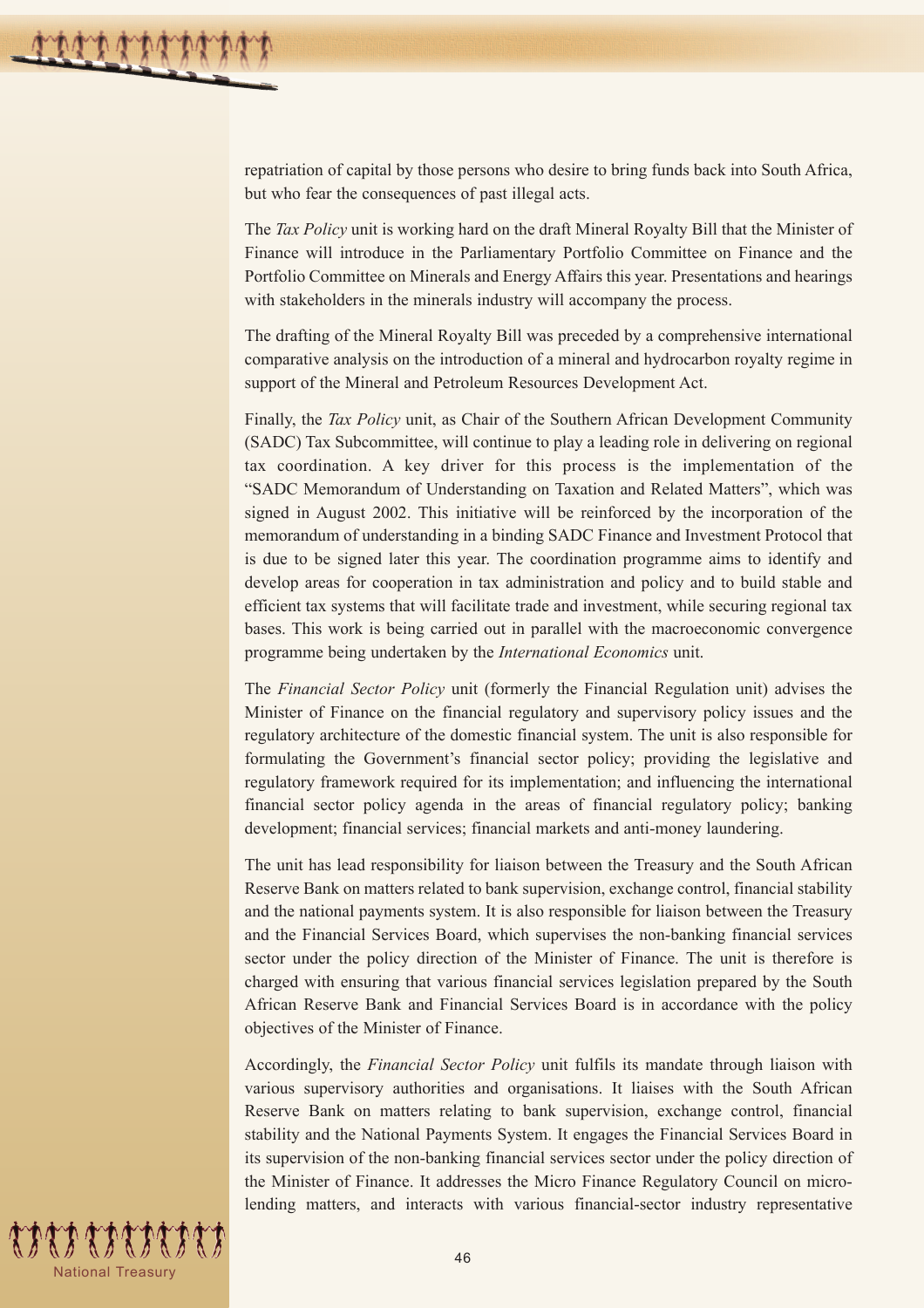repatriation of capital by those persons who desire to bring funds back into South Africa, but who fear the consequences of past illegal acts.

The *Tax Policy* unit is working hard on the draft Mineral Royalty Bill that the Minister of Finance will introduce in the Parliamentary Portfolio Committee on Finance and the Portfolio Committee on Minerals and Energy Affairs this year. Presentations and hearings with stakeholders in the minerals industry will accompany the process.

The drafting of the Mineral Royalty Bill was preceded by a comprehensive international comparative analysis on the introduction of a mineral and hydrocarbon royalty regime in support of the Mineral and Petroleum Resources Development Act.

Finally, the *Tax Policy* unit, as Chair of the Southern African Development Community (SADC) Tax Subcommittee, will continue to play a leading role in delivering on regional tax coordination. A key driver for this process is the implementation of the "SADC Memorandum of Understanding on Taxation and Related Matters", which was signed in August 2002. This initiative will be reinforced by the incorporation of the memorandum of understanding in a binding SADC Finance and Investment Protocol that is due to be signed later this year. The coordination programme aims to identify and develop areas for cooperation in tax administration and policy and to build stable and efficient tax systems that will facilitate trade and investment, while securing regional tax bases. This work is being carried out in parallel with the macroeconomic convergence programme being undertaken by the *International Economics* unit.

The *Financial Sector Policy* unit (formerly the Financial Regulation unit) advises the Minister of Finance on the financial regulatory and supervisory policy issues and the regulatory architecture of the domestic financial system. The unit is also responsible for formulating the Government's financial sector policy; providing the legislative and regulatory framework required for its implementation; and influencing the international financial sector policy agenda in the areas of financial regulatory policy; banking development; financial services; financial markets and anti-money laundering.

The unit has lead responsibility for liaison between the Treasury and the South African Reserve Bank on matters related to bank supervision, exchange control, financial stability and the national payments system. It is also responsible for liaison between the Treasury and the Financial Services Board, which supervises the non-banking financial services sector under the policy direction of the Minister of Finance. The unit is therefore is charged with ensuring that various financial services legislation prepared by the South African Reserve Bank and Financial Services Board is in accordance with the policy objectives of the Minister of Finance.

Accordingly, the *Financial Sector Policy* unit fulfils its mandate through liaison with various supervisory authorities and organisations. It liaises with the South African Reserve Bank on matters relating to bank supervision, exchange control, financial stability and the National Payments System. It engages the Financial Services Board in its supervision of the non-banking financial services sector under the policy direction of the Minister of Finance. It addresses the Micro Finance Regulatory Council on micro-lending matters, and interacts with various financial-sector industry representative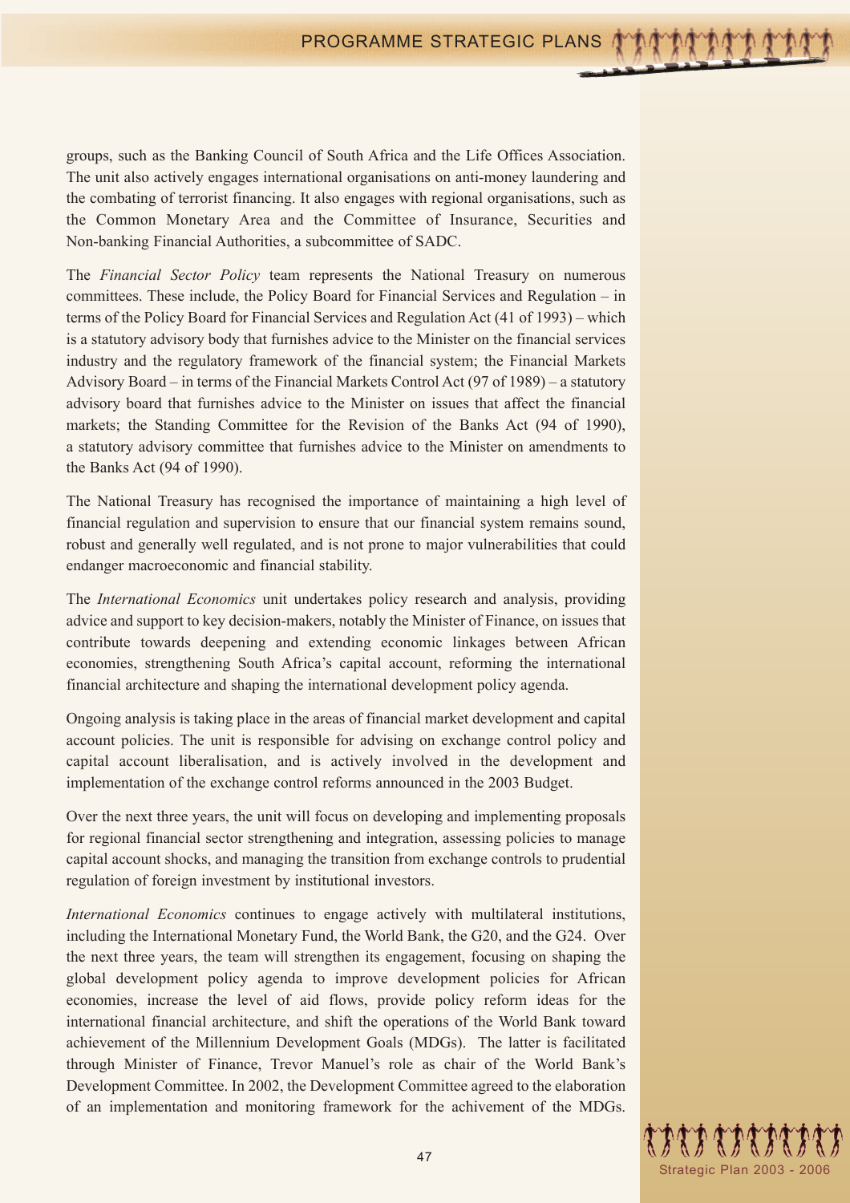groups, such as the Banking Council of South Africa and the Life Offices Association. The unit also actively engages international organisations on anti-money laundering and the combating of terrorist financing. It also engages with regional organisations, such as the Common Monetary Area and the Committee of Insurance, Securities and Non-banking Financial Authorities, a subcommittee of SADC.

The *Financial Sector Policy* team represents the National Treasury on numerous committees. These include, the Policy Board for Financial Services and Regulation – in terms of the Policy Board for Financial Services and Regulation Act (41 of 1993) – which is a statutory advisory body that furnishes advice to the Minister on the financial services industry and the regulatory framework of the financial system; the Financial Markets Advisory Board – in terms of the Financial Markets Control Act (97 of 1989) – a statutory advisory board that furnishes advice to the Minister on issues that affect the financial markets; the Standing Committee for the Revision of the Banks Act (94 of 1990), a statutory advisory committee that furnishes advice to the Minister on amendments to the Banks Act (94 of 1990).

The National Treasury has recognised the importance of maintaining a high level of financial regulation and supervision to ensure that our financial system remains sound, robust and generally well regulated, and is not prone to major vulnerabilities that could endanger macroeconomic and financial stability.

The *International Economics* unit undertakes policy research and analysis, providing advice and support to key decision-makers, notably the Minister of Finance, on issues that contribute towards deepening and extending economic linkages between African economies, strengthening South Africa's capital account, reforming the international financial architecture and shaping the international development policy agenda.

Ongoing analysis is taking place in the areas of financial market development and capital account policies. The unit is responsible for advising on exchange control policy and capital account liberalisation, and is actively involved in the development and implementation of the exchange control reforms announced in the 2003 Budget.

Over the next three years, the unit will focus on developing and implementing proposals for regional financial sector strengthening and integration, assessing policies to manage capital account shocks, and managing the transition from exchange controls to prudential regulation of foreign investment by institutional investors.

*International Economics* continues to engage actively with multilateral institutions, including the International Monetary Fund, the World Bank, the G20, and the G24. Over the next three years, the team will strengthen its engagement, focusing on shaping the global development policy agenda to improve development policies for African economies, increase the level of aid flows, provide policy reform ideas for the international financial architecture, and shift the operations of the World Bank toward achievement of the Millennium Development Goals (MDGs). The latter is facilitated through Minister of Finance, Trevor Manuel's role as chair of the World Bank's Development Committee. In 2002, the Development Committee agreed to the elaboration of an implementation and monitoring framework for the achivement of the MDGs.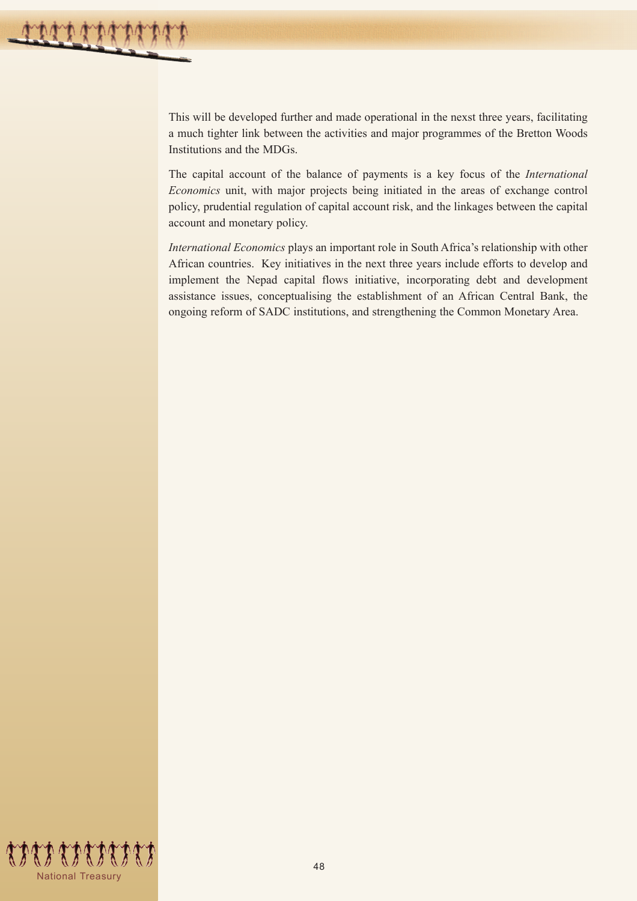This will be developed further and made operational in the nexst three years, facilitating a much tighter link between the activities and major programmes of the Bretton Woods Institutions and the MDGs.

The capital account of the balance of payments is a key focus of the *International Economics* unit, with major projects being initiated in the areas of exchange control policy, prudential regulation of capital account risk, and the linkages between the capital account and monetary policy.

*International Economics* plays an important role in South Africa's relationship with other African countries. Key initiatives in the next three years include efforts to develop and implement the Nepad capital flows initiative, incorporating debt and development assistance issues, conceptualising the establishment of an African Central Bank, the ongoing reform of SADC institutions, and strengthening the Common Monetary Area.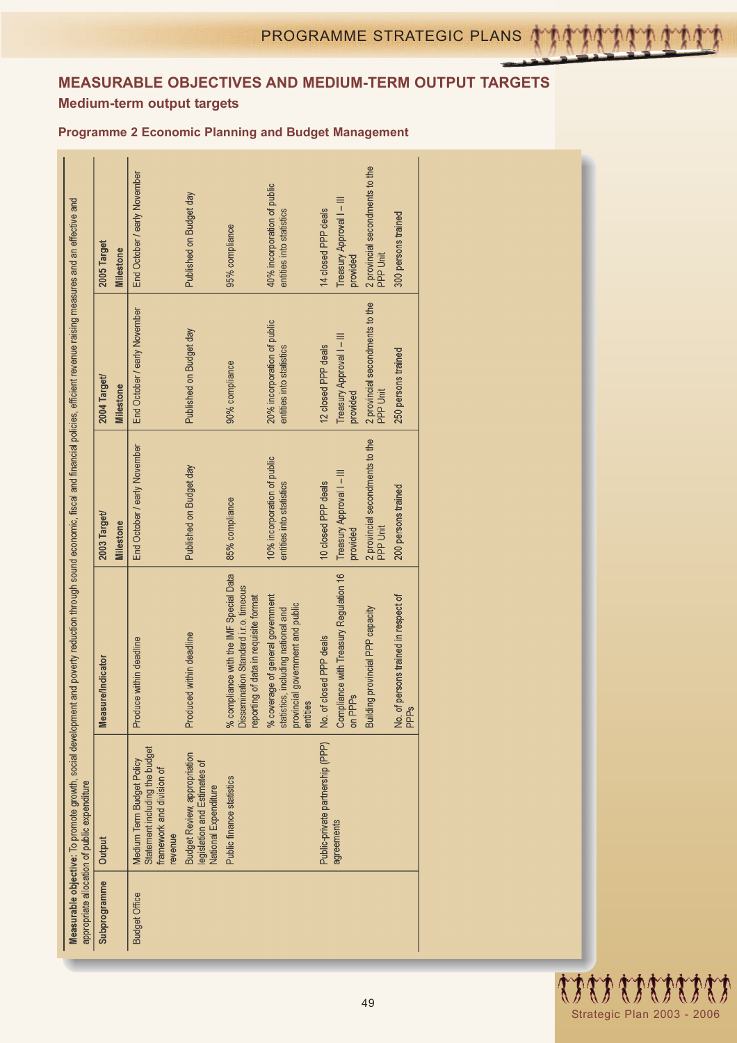## MEASURABLE OBJECTIVES AND MEDIUM-TERM OUTPUT TARGETS

### Medium-term output targets

#### Programme 2 Economic Planning and Budget Management

**Measurable objective**: To promote growth, social development and poverty reduction through sound economic, fiscal and financial policies, efficient revenue raising measures and an effective and appropriate allocation of public expenditure

| Subprogramme | Output | Measure/Indicator | 2003 Target/ Milestone | 2004 Target/ Milestone | 2005 Target Milestone |
|---|---|---|---|---|---|
| Budget Office | Medium Term Budget Policy Statement including the budget framework and division of revenue | Produce within deadline | End October / early November | End October / early November | End October / early November |
| | Budget Review, appropriation legislation and Estimates of National Expenditure | Produced within deadline | Published on Budget day | Published on Budget day | Published on Budget day |
| | Public finance statistics | % compliance with the IMF Special Data Dissemination Standard i.r.o. timeous reporting of data in requisite format | 85% compliance | 90% compliance | 95% compliance |
| | | % coverage of general government statistics, including national and provincial government and public entities | 10% incorporation of public entities into statistics | 20% incorporation of public entities into statistics | 40% incorporation of public entities into statistics |
| | Public-private partnership (PPP) agreements | No. of closed PPP deals | 10 closed PPP deals | 12 closed PPP deals | 14 closed PPP deals |
| | | Compliance with Treasury Regulation 16 on PPPs | Treasury Approval I – III provided | Treasury Approval I – III provided | Treasury Approval I – III provided |
| | | Building provincial PPP capacity | 2 provincial secondments to the PPP Unit | 2 provincial secondments to the PPP Unit | 2 provincial secondments to the PPP Unit |
| | | No. of persons trained in respect of PPPs | 200 persons trained | 250 persons trained | 300 persons trained |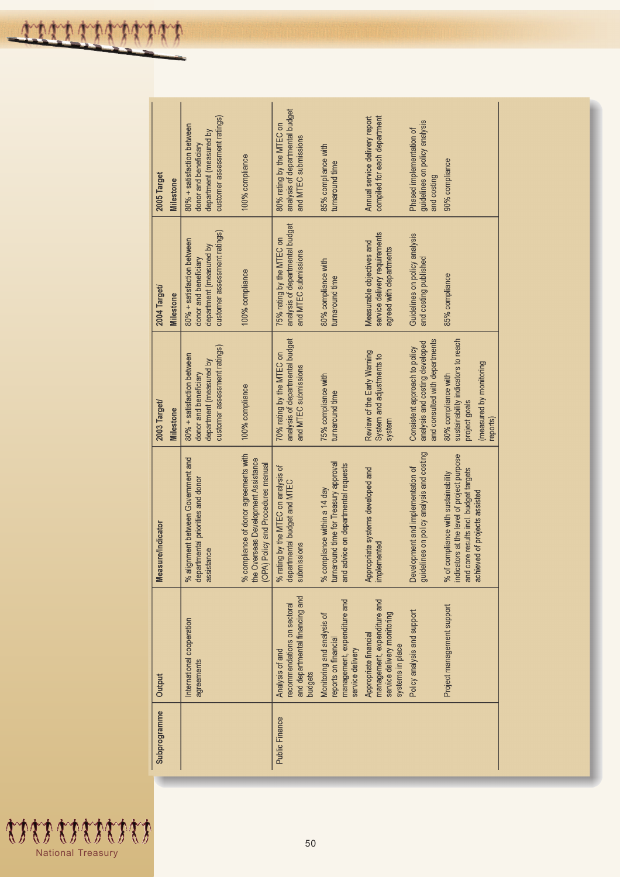| Subprogramme | Output | Measure/Indicator | 2003 Target/ Milestone | 2004 Target/ Milestone | 2005 Target Milestone |
|---|---|---|---|---|---|
| | International cooperation agreements | % alignment between Government and departmental priorities and donor assistance | 80% + satisfaction between donor and beneficiary department (measured by customer assessment ratings) | 80% + satisfaction between donor and beneficiary department (measured by customer assessment ratings) | 80% + satisfaction between donor and beneficiary department (measured by customer assessment ratings) |
| | | % compliance of donor agreements with the Overseas Development Assistance (ODA) Policy and Procedures manual | 100% compliance | 100% compliance | 100% compliance |
| Public Finance | Analysis of and recommendations on sectoral and departmental financing and budgets | % rating by the MTEC on analysis of departmental budget and MTEC submissions | 70% rating by the MTEC on analysis of departmental budget and MTEC submissions | 75% rating by the MTEC on analysis of departmental budget and MTEC submissions | 80% rating by the MTEC on analysis of departmental budget and MTEC submissions |
| | Monitoring and analysis of reports on financial management, expenditure and service delivery | % compliance within a 14 day turnaround time for Treasury approval and advice on departmental requests | 75% compliance with turnaround time | 80% compliance with turnaround time | 85% compliance with turnaround time |
| | Appropriate financial management, expenditure and service delivery monitoring systems in place | Appropriate systems developed and implemented | Review of the Early Warning System and adjustments to system | Measurable objectives and service delivery requirements agreed with departments | Annual service delivery report compiled for each department |
| | Policy analysis and support | Development and implementation of guidelines on policy analysis and costing | Consistent approach to policy analysis and costing developed and consulted with departments | Guidelines on policy analysis and costing published | Phased implementation of guidelines on policy analysis and costing |
| | Project management support | % of compliance with sustainability indicators at the level of project purpose and core results incl. budget targets achieved of projects assisted | 80% compliance with sustainability indicators to reach project goals (measured by monitoring reports) | 85% compliance | 90% compliance |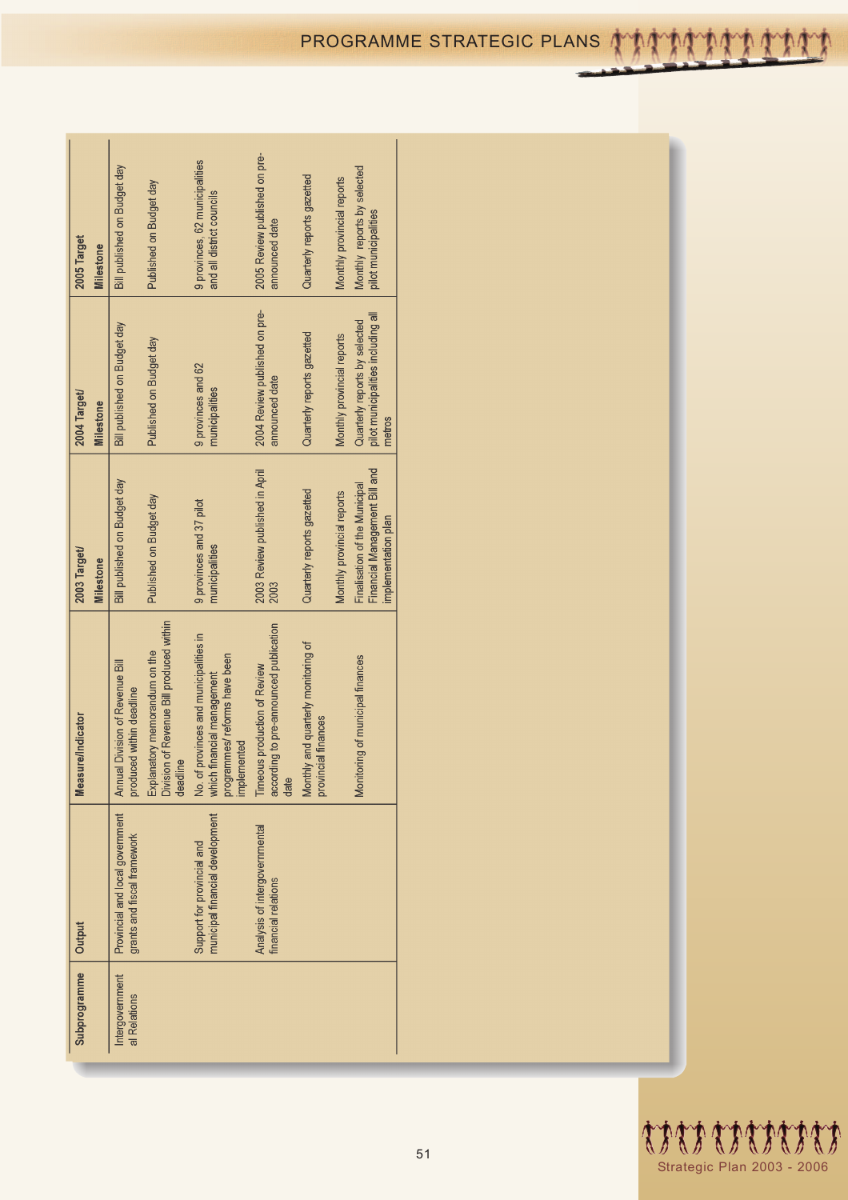| Subprogramme | Output | Measure/Indicator | 2003 Target/ Milestone | 2004 Target/ Milestone | 2005 Target Milestone |
|---|---|---|---|---|---|
| Intergovernmental Relations | Provincial and local government grants and fiscal framework | Annual Division of Revenue Bill produced within deadline | Bill published on Budget day | Bill published on Budget day | Bill published on Budget day |
| | | Explanatory memorandum on the Division of Revenue Bill produced within deadline | Published on Budget day | Published on Budget day | Published on Budget day |
| | Support for provincial and municipal financial development | No. of provinces and municipalities in which financial management programmes/ reforms have been implemented | 9 provinces and 37 pilot municipalities | 9 provinces and 62 municipalities | 9 provinces, 62 municipalities and all district councils |
| | Analysis of intergovernmental financial relations | Timeous production of Review according to pre-announced publication date | 2003 Review published in April 2003 | 2004 Review published on pre-announced date | 2005 Review published on pre-announced date |
| | | Monthly and quarterly monitoring of provincial finances | Quarterly reports gazetted | Quarterly reports gazetted | Quarterly reports gazetted |
| | | | Monthly provincial reports | Monthly provincial reports | Monthly provincial reports |
| | | Monitoring of municipal finances | Finalisation of the Municipal Financial Management Bill and implementation plan | Quarterly reports by selected pilot municipalities including all metros | Monthly reports by selected pilot municipalities |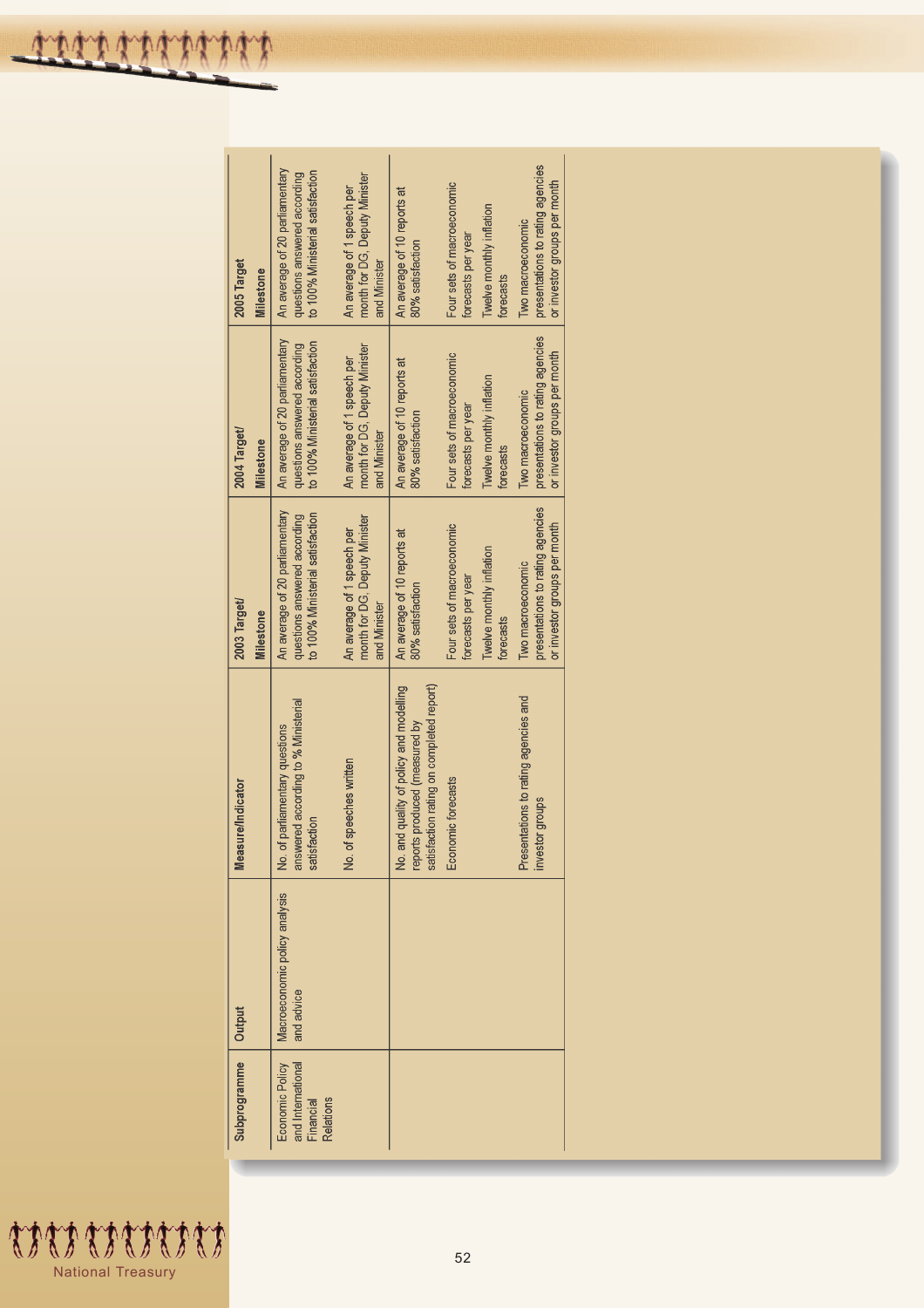| Subprogramme | Output | Measure/Indicator | 2003 Target/ Milestone | 2004 Target/ Milestone | 2005 Target Milestone |
|---|---|---|---|---|---|
| Economic Policy and International Financial Relations | Macroeconomic policy analysis and advice | No. of parliamentary questions answered according to % Ministerial satisfaction | An average of 20 parliamentary questions answered according to 100% Ministerial satisfaction | An average of 20 parliamentary questions answered according to 100% Ministerial satisfaction | An average of 20 parliamentary questions answered according to 100% Ministerial satisfaction |
| | | No. of speeches written | An average of 1 speech per month for DG, Deputy Minister and Minister | An average of 1 speech per month for DG, Deputy Minister and Minister | An average of 1 speech per month for DG, Deputy Minister and Minister |
| | | No. and quality of policy and modelling reports produced (measured by satisfaction rating on completed report) | An average of 10 reports at 80% satisfaction | An average of 10 reports at 80% satisfaction | An average of 10 reports at 80% satisfaction |
| | | Economic forecasts | Four sets of macroeconomic forecasts per year<br>Twelve monthly inflation forecasts | Four sets of macroeconomic forecasts per year<br>Twelve monthly inflation forecasts | Four sets of macroeconomic forecasts per year<br>Twelve monthly inflation forecasts |
| | | Presentations to rating agencies and investor groups | Two macroeconomic presentations to rating agencies or investor groups per month | Two macroeconomic presentations to rating agencies or investor groups per month | Two macroeconomic presentations to rating agencies or investor groups per month |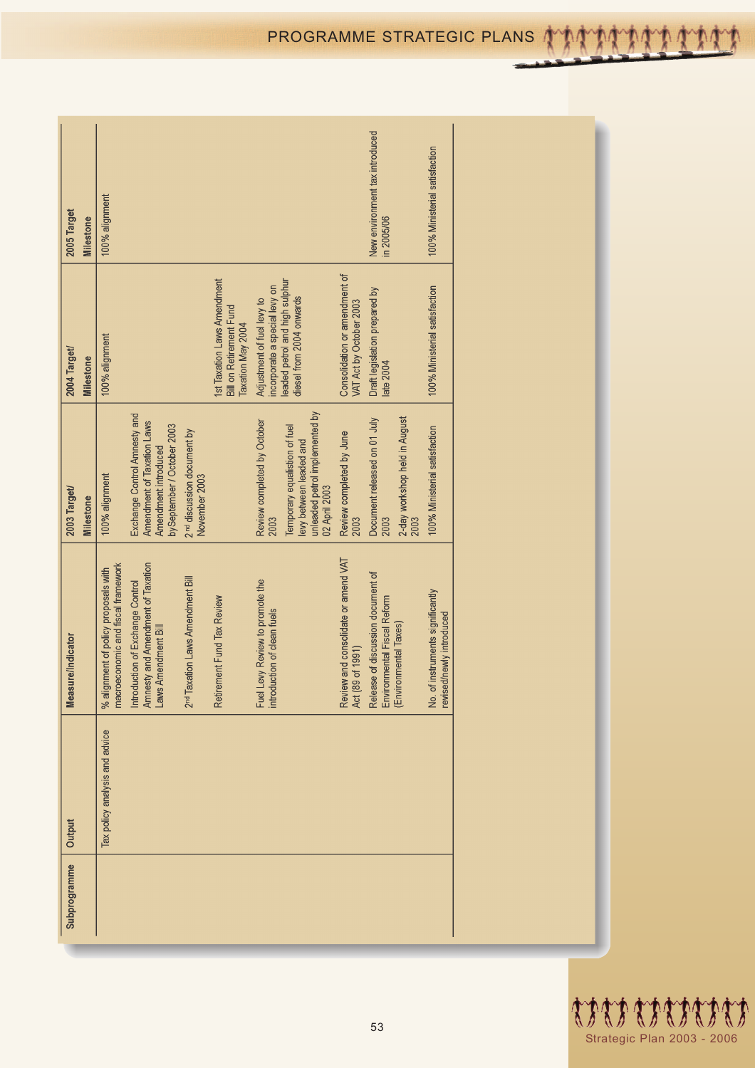| Subprogramme | Output | Measure/Indicator | 2003 Target/ Milestone | 2004 Target/ Milestone | 2005 Target Milestone |
|---|---|---|---|---|---|
| | Tax policy analysis and advice | % alignment of policy proposals with macroeconomic and fiscal framework | 100% alignment | 100% alignment | 100% alignment |
| | | Introduction of Exchange Control Amnesty and Amendment of Taxation Laws Amendment Bill | Exchange Control Amnesty and Amendment of Taxation Laws Amendment introduced bySeptember / October 2003 | | |
| | | 2nd Taxation Laws Amendment Bill | 2nd discussion document by November 2003 | | |
| | | Retirement Fund Tax Review | | 1st Taxation Laws Amendment Bill on Retirement Fund Taxation May 2004 | |
| | | Fuel Levy Review to promote the introduction of clean fuels | Review completed by October 2003<br><br>Temporary equalistion of fuel levy between leaded and unleaded petrol implemented by 02 April 2003 | Adjustment of fuel levy to incorporate a special levy on leaded petrol and high sulphur diesel from 2004 onwards | |
| | | Review and consolidate or amend VAT Act (89 of 1991) | Review completed by June 2003 | Consolidation or amendment of VAT Act by October 2003 | |
| | | Release of discussion document of Environmental Fiscal Reform (Environmental Taxes) | Document released on 01 July 2003<br><br>2-day workshop held in August 2003 | Draft legislation prepared by late 2004 | New environment tax introduced in 2005/06 |
| | | No. of instruments significantly revised/newly introduced | 100% Ministerial satisfaction | 100% Ministerial satisfaction | 100% Ministerial satisfaction |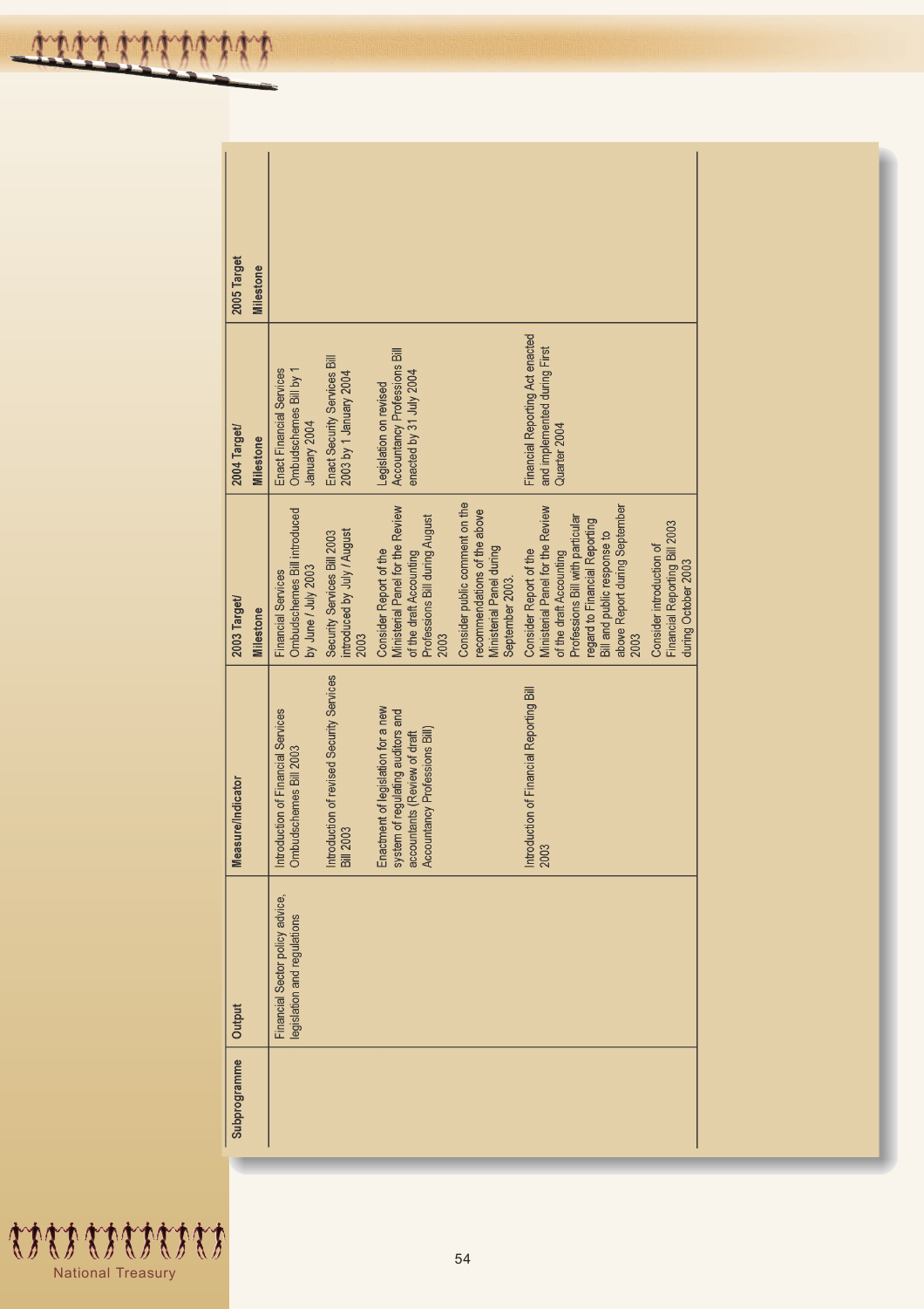| Subprogramme | Output | Measure/Indicator | 2003 Target/ Milestone | 2004 Target/ Milestone | 2005 Target Milestone |
|---|---|---|---|---|---|
| | Financial Sector policy advice, legislation and regulations | Introduction of Financial Services Ombudschemes Bill 2003 | Financial Services Ombudschemes Bill introduced by June / July 2003 | Enact Financial Services Ombudschemes Bill by 1 January 2004 | |
| | | Introduction of revised Security Services Bill 2003 | Security Services Bill 2003 introduced by July / August 2003 | Enact Security Services Bill 2003 by 1 January 2004 | |
| | | Enactment of legislation for a new system of regulating auditors and accountants (Review of draft Accountancy Professions Bill) | Consider Report of the Ministerial Panel for the Review of the draft Accounting Professions Bill during August 2003<br><br>Consider public comment on the recommendations of the above Ministerial Panel during September 2003. | Legislation on revised Accountancy Professions Bill enacted by 31 July 2004 | |
| | | Introduction of Financial Reporting Bill 2003 | Consider Report of the Ministerial Panel for the Review of the draft Accounting Professions Bill with particular regard to Financial Reporting Bill and public response to above Report during September 2003<br><br>Consider introduction of Financial Reporting Bill 2003 during October 2003 | Financial Reporting Act enacted and implemented during First Quarter 2004 | |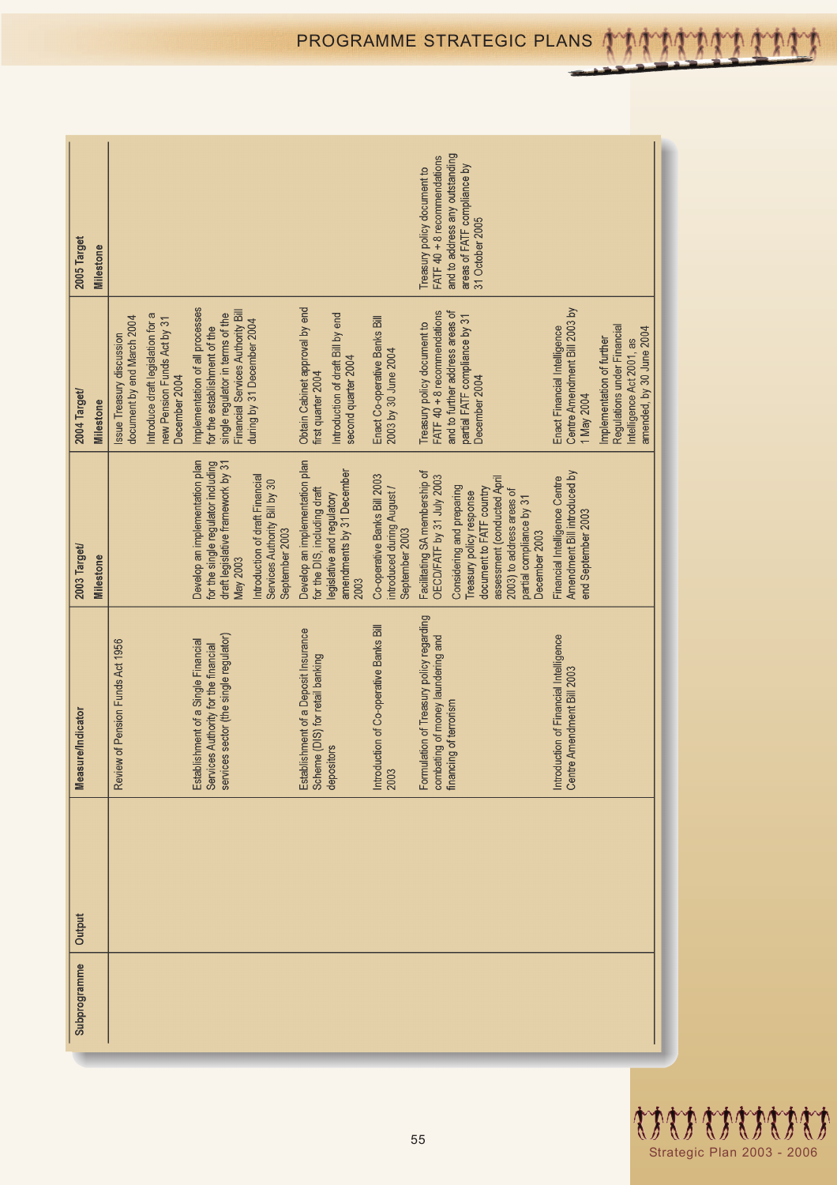| Subprogramme | Output | Measure/Indicator | 2003 Target/ Milestone | 2004 Target/ Milestone | 2005 Target Milestone |
|---|---|---|---|---|---|
| | | Review of Pension Funds Act 1956 | | Issue Treasury discussion document by end March 2004<br>Introduce draft legislation for a new Pension Funds Act by 31 December 2004 | |
| | | Establishment of a Single Financial Services Authority for the financial services sector (the single regulator) | Develop an implementation plan for the single regulator including draft legislative framework by 31 May 2003<br>Introduction of draft Financial Services Authority Bill by 30 September 2003 | Implementation of all processes for the establishment of the single regulator in terms of the Financial Services Authority Bill during by 31 December 2004 | |
| | | Establishment of a Deposit Insurance Scheme (DIS) for retail banking depositors | Develop an implementation plan for the DIS, including draft legislative and regulatory amendments by 31 December 2003 | Obtain Cabinet approval by end first quarter 2004<br>Introduction of draft Bill by end second quarter 2004 | |
| | | Introduction of Co-operative Banks Bill 2003 | Co-operative Banks Bill 2003 introduced during August / September 2003 | Enact Co-operative Banks Bill 2003 by 30 June 2004 | |
| | | Formulation of Treasury policy regarding combating of money laundering and financing of terrorism | Facilitating SA membership of OECD/FATF by 31 July 2003<br>Considering and preparing Treasury policy response document to FATF country assessment (conducted April 2003) to address areas of partial compliance by 31 December 2003 | Treasury policy document to FATF 40 + 8 recommendations and to further address areas of partial FATF compliance by 31 December 2004 | Treasury policy document to FATF 40 + 8 recommendations and to address any outstanding areas of FATF compliance by 31 October 2005 |
| | | Introduction of Financial Intelligence Centre Amendment Bill 2003 | Financial Intelligence Centre Amendment Bill introduced by end September 2003 | Enact Financial Intelligence Centre Amendment Bill 2003 by 1 May 2004<br>Implementation of further Regulations under Financial Intelligence Act 2001, as amended, by 30 June 2004 | |